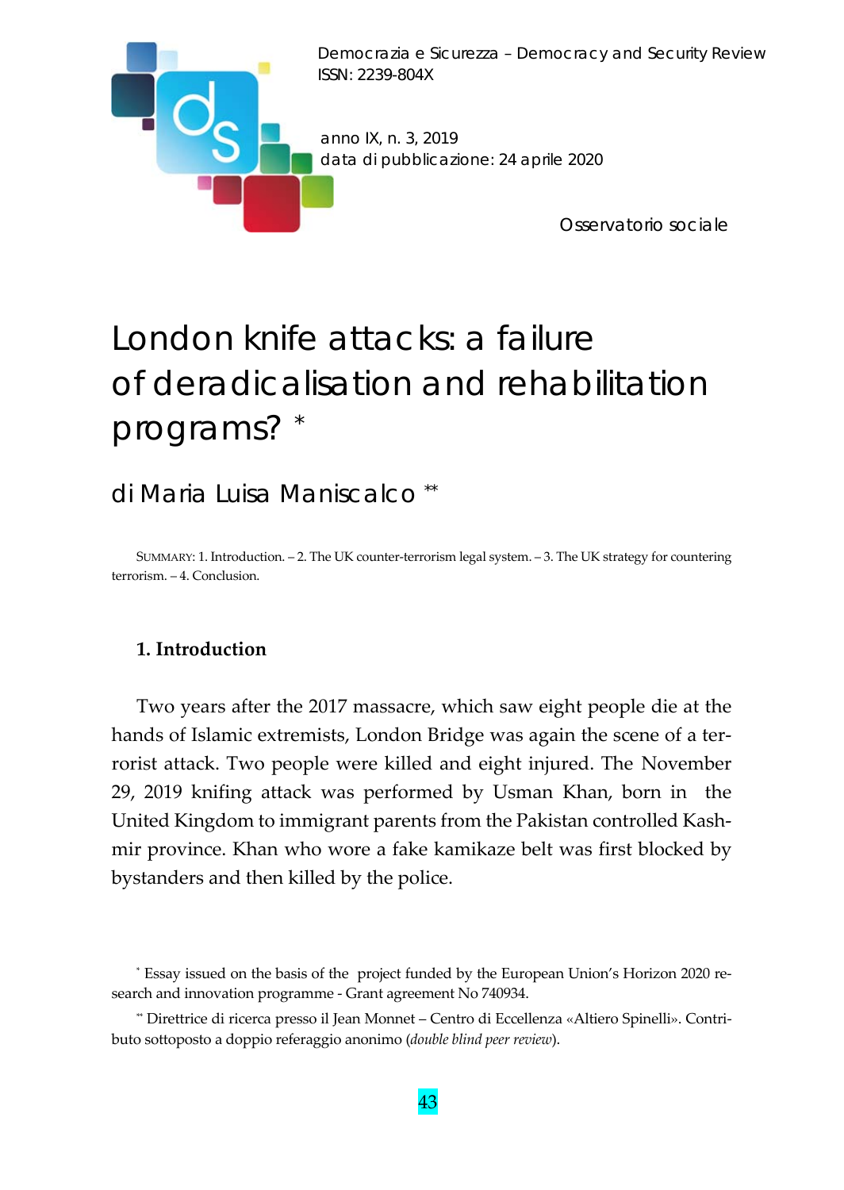Democrazia e Sicurezza – Democracy and Security Review
ISSN: 2239-804X

anno IX, n. 3, 2019
data di pubblicazione: 24 aprile 2020

Osservatorio sociale

# London knife attacks: a failure of deradicalisation and rehabilitation programs? *

## di Maria Luisa Maniscalco **

SUMMARY: 1. Introduction. – 2. The UK counter-terrorism legal system. – 3. The UK strategy for countering terrorism. – 4. Conclusion.

### 1. Introduction

Two years after the 2017 massacre, which saw eight people die at the hands of Islamic extremists, London Bridge was again the scene of a terrorist attack. Two people were killed and eight injured. The November 29, 2019 knifing attack was performed by Usman Khan, born in the United Kingdom to immigrant parents from the Pakistan controlled Kashmir province. Khan who wore a fake kamikaze belt was first blocked by bystanders and then killed by the police.

* Essay issued on the basis of the project funded by the European Union's Horizon 2020 research and innovation programme - Grant agreement No 740934.

** Direttrice di ricerca presso il Jean Monnet – Centro di Eccellenza «Altiero Spinelli». Contributo sottoposto a doppio referaggio anonimo (*double blind peer review*).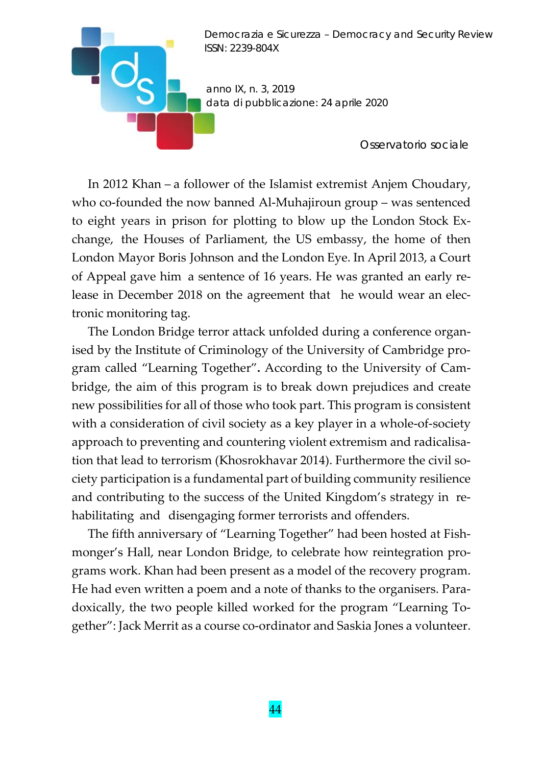In 2012 Khan – a follower of the Islamist extremist Anjem Choudary, who co-founded the now banned Al-Muhajiroun group – was sentenced to eight years in prison for plotting to blow up the London Stock Exchange, the Houses of Parliament, the US embassy, the home of then London Mayor Boris Johnson and the London Eye. In April 2013, a Court of Appeal gave him a sentence of 16 years. He was granted an early release in December 2018 on the agreement that he would wear an electronic monitoring tag.

The London Bridge terror attack unfolded during a conference organised by the Institute of Criminology of the University of Cambridge program called "Learning Together"**.** According to the University of Cambridge, the aim of this program is to break down prejudices and create new possibilities for all of those who took part. This program is consistent with a consideration of civil society as a key player in a whole-of-society approach to preventing and countering violent extremism and radicalisation that lead to terrorism (Khosrokhavar 2014). Furthermore the civil society participation is a fundamental part of building community resilience and contributing to the success of the United Kingdom's strategy in rehabilitating and disengaging former terrorists and offenders.

The fifth anniversary of "Learning Together" had been hosted at Fishmonger's Hall, near London Bridge, to celebrate how reintegration programs work. Khan had been present as a model of the recovery program. He had even written a poem and a note of thanks to the organisers. Paradoxically, the two people killed worked for the program "Learning Together": Jack Merrit as a course co-ordinator and Saskia Jones a volunteer.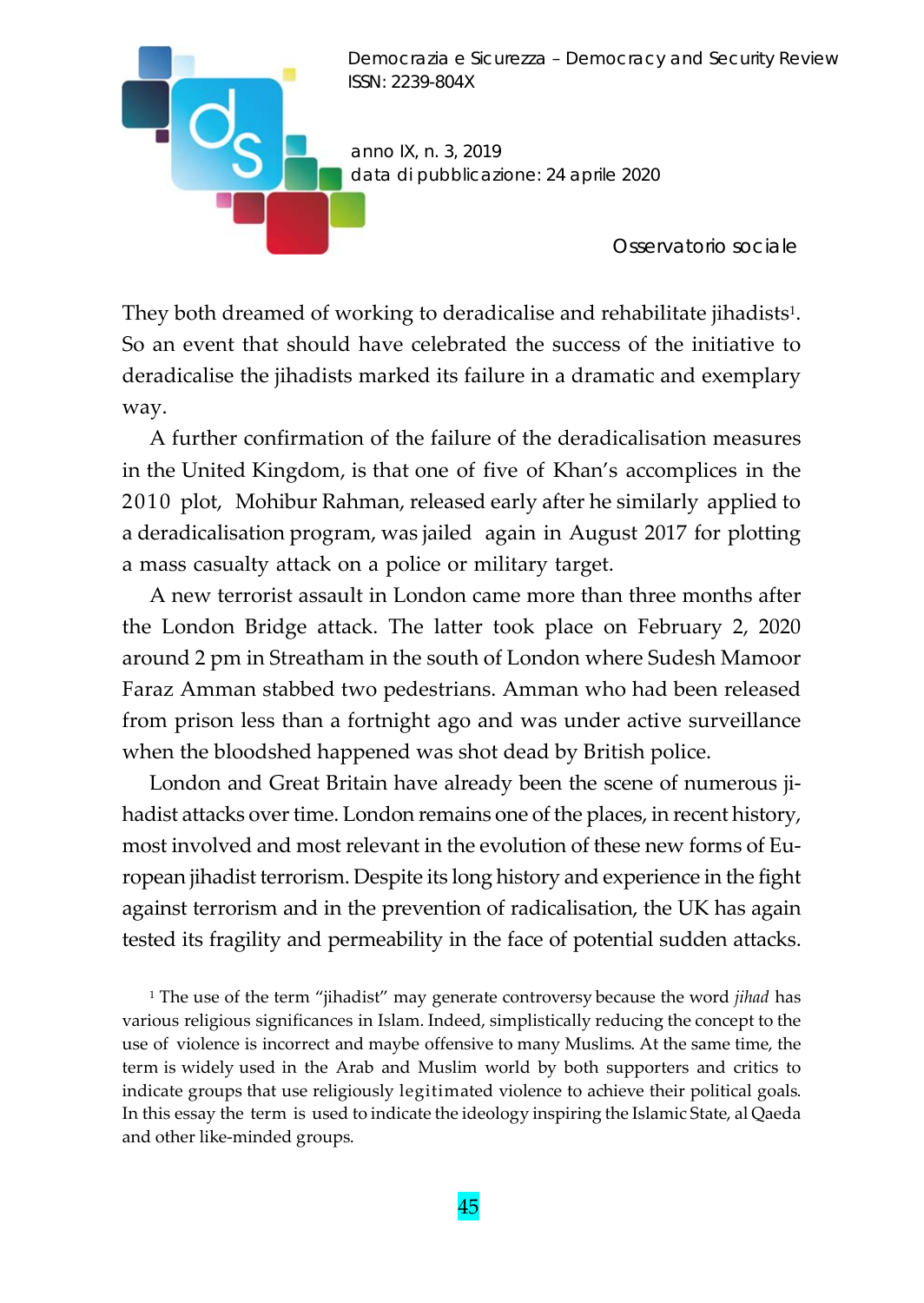They both dreamed of working to deradicalise and rehabilitate jihadists[1]. So an event that should have celebrated the success of the initiative to deradicalise the jihadists marked its failure in a dramatic and exemplary way.

A further confirmation of the failure of the deradicalisation measures in the United Kingdom, is that one of five of Khan's accomplices in the 2010 plot, Mohibur Rahman, released early after he similarly applied to a deradicalisation program, was jailed again in August 2017 for plotting a mass casualty attack on a police or military target.

A new terrorist assault in London came more than three months after the London Bridge attack. The latter took place on February 2, 2020 around 2 pm in Streatham in the south of London where Sudesh Mamoor Faraz Amman stabbed two pedestrians. Amman who had been released from prison less than a fortnight ago and was under active surveillance when the bloodshed happened was shot dead by British police.

London and Great Britain have already been the scene of numerous jihadist attacks over time. London remains one of the places, in recent history, most involved and most relevant in the evolution of these new forms of European jihadist terrorism. Despite its long history and experience in the fight against terrorism and in the prevention of radicalisation, the UK has again tested its fragility and permeability in the face of potential sudden attacks.

[1] The use of the term "jihadist" may generate controversy because the word *jihad* has various religious significances in Islam. Indeed, simplistically reducing the concept to the use of violence is incorrect and maybe offensive to many Muslims. At the same time, the term is widely used in the Arab and Muslim world by both supporters and critics to indicate groups that use religiously legitimated violence to achieve their political goals. In this essay the term is used to indicate the ideology inspiring the Islamic State, al Qaeda and other like-minded groups.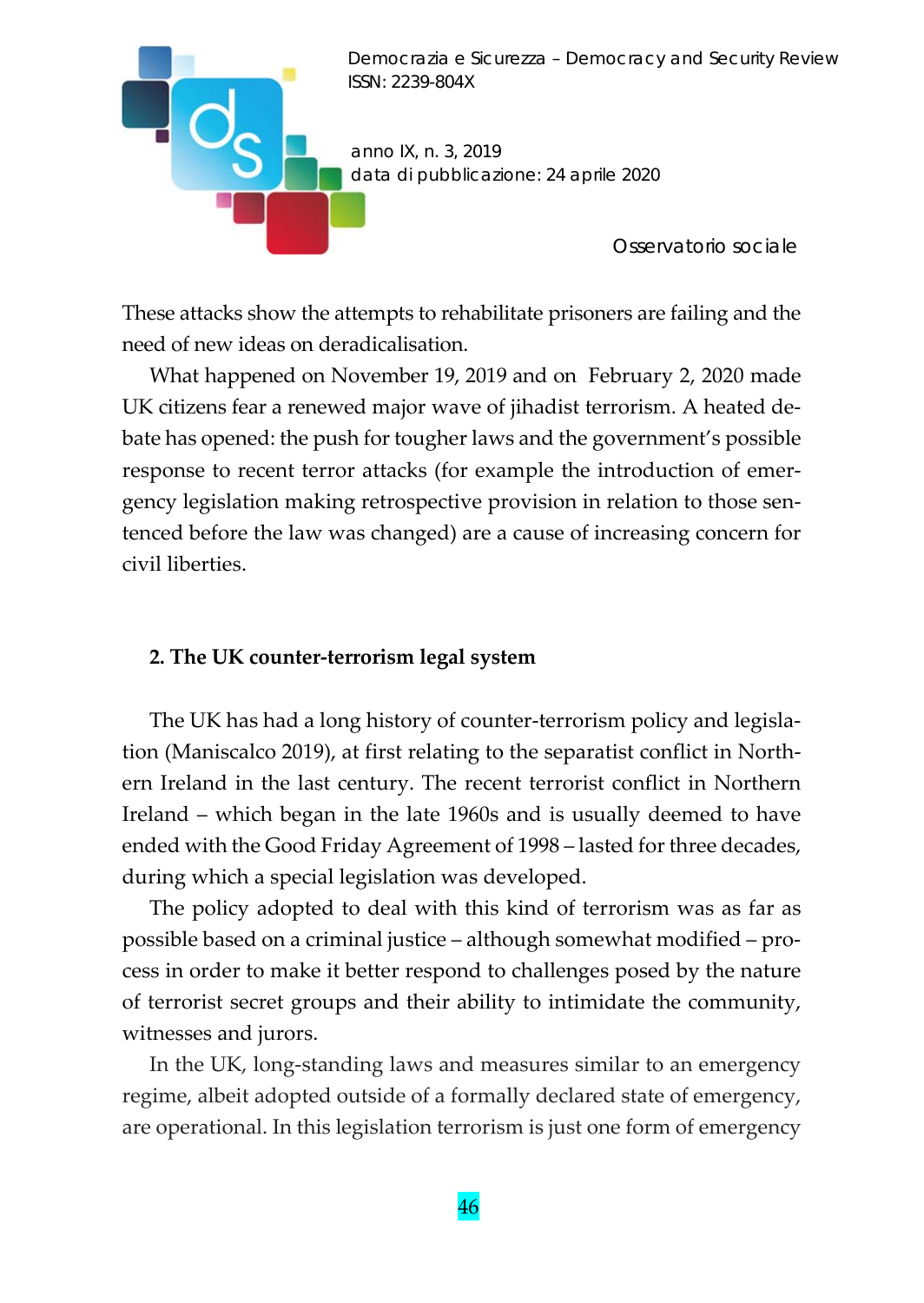These attacks show the attempts to rehabilitate prisoners are failing and the need of new ideas on deradicalisation.

What happened on November 19, 2019 and on February 2, 2020 made UK citizens fear a renewed major wave of jihadist terrorism. A heated debate has opened: the push for tougher laws and the government's possible response to recent terror attacks (for example the introduction of emergency legislation making retrospective provision in relation to those sentenced before the law was changed) are a cause of increasing concern for civil liberties.

## 2. The UK counter-terrorism legal system

The UK has had a long history of counter-terrorism policy and legislation (Maniscalco 2019), at first relating to the separatist conflict in Northern Ireland in the last century. The recent terrorist conflict in Northern Ireland – which began in the late 1960s and is usually deemed to have ended with the Good Friday Agreement of 1998 – lasted for three decades, during which a special legislation was developed.

The policy adopted to deal with this kind of terrorism was as far as possible based on a criminal justice – although somewhat modified – process in order to make it better respond to challenges posed by the nature of terrorist secret groups and their ability to intimidate the community, witnesses and jurors.

In the UK, long-standing laws and measures similar to an emergency regime, albeit adopted outside of a formally declared state of emergency, are operational. In this legislation terrorism is just one form of emergency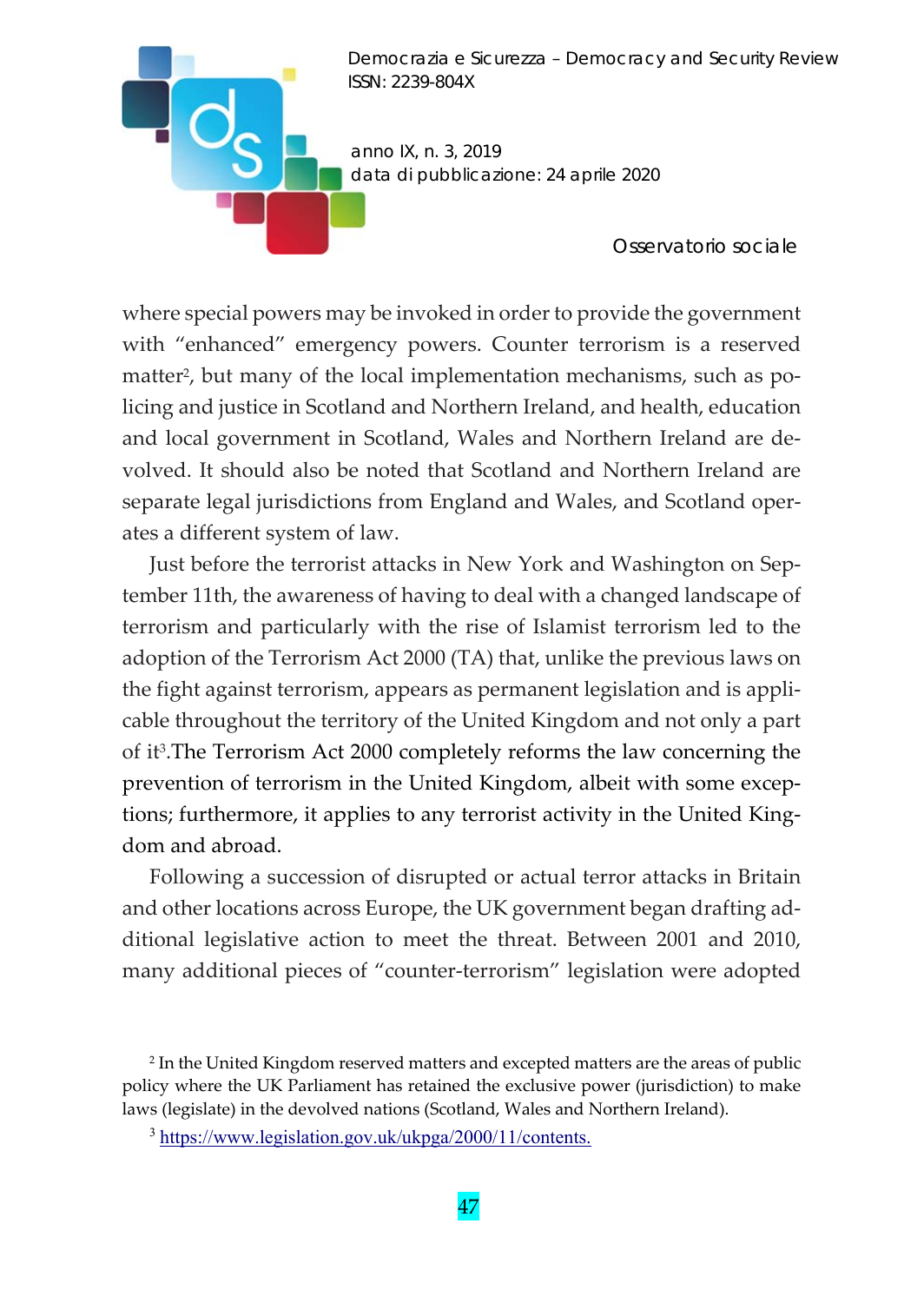where special powers may be invoked in order to provide the government with "enhanced" emergency powers. Counter terrorism is a reserved matter[2], but many of the local implementation mechanisms, such as policing and justice in Scotland and Northern Ireland, and health, education and local government in Scotland, Wales and Northern Ireland are devolved. It should also be noted that Scotland and Northern Ireland are separate legal jurisdictions from England and Wales, and Scotland operates a different system of law.

Just before the terrorist attacks in New York and Washington on September 11th, the awareness of having to deal with a changed landscape of terrorism and particularly with the rise of Islamist terrorism led to the adoption of the Terrorism Act 2000 (TA) that, unlike the previous laws on the fight against terrorism, appears as permanent legislation and is applicable throughout the territory of the United Kingdom and not only a part of it[3].The Terrorism Act 2000 completely reforms the law concerning the prevention of terrorism in the United Kingdom, albeit with some exceptions; furthermore, it applies to any terrorist activity in the United Kingdom and abroad.

Following a succession of disrupted or actual terror attacks in Britain and other locations across Europe, the UK government began drafting additional legislative action to meet the threat. Between 2001 and 2010, many additional pieces of "counter-terrorism" legislation were adopted

---

[2] In the United Kingdom reserved matters and excepted matters are the areas of public policy where the UK Parliament has retained the exclusive power (jurisdiction) to make laws (legislate) in the devolved nations (Scotland, Wales and Northern Ireland).

[3] https://www.legislation.gov.uk/ukpga/2000/11/contents.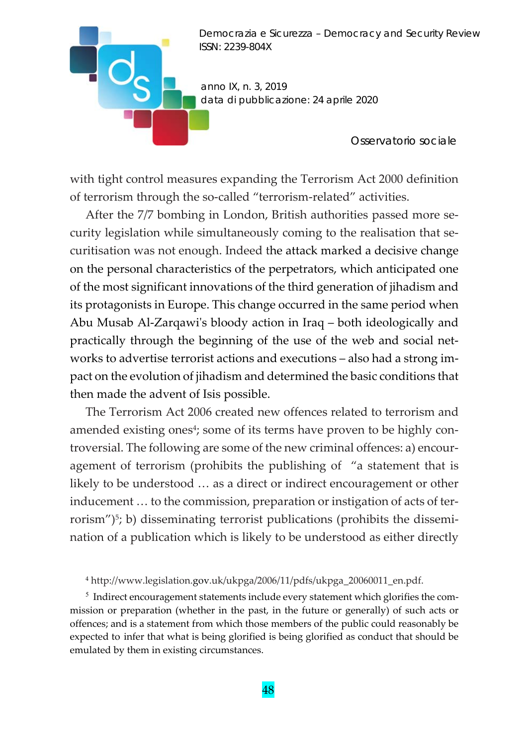with tight control measures expanding the Terrorism Act 2000 definition of terrorism through the so-called "terrorism-related" activities.

After the 7/7 bombing in London, British authorities passed more security legislation while simultaneously coming to the realisation that securitisation was not enough. Indeed the attack marked a decisive change on the personal characteristics of the perpetrators, which anticipated one of the most significant innovations of the third generation of jihadism and its protagonists in Europe. This change occurred in the same period when Abu Musab Al-Zarqawi's bloody action in Iraq – both ideologically and practically through the beginning of the use of the web and social networks to advertise terrorist actions and executions – also had a strong impact on the evolution of jihadism and determined the basic conditions that then made the advent of Isis possible.

The Terrorism Act 2006 created new offences related to terrorism and amended existing ones[4]; some of its terms have proven to be highly controversial. The following are some of the new criminal offences: a) encouragement of terrorism (prohibits the publishing of "a statement that is likely to be understood … as a direct or indirect encouragement or other inducement … to the commission, preparation or instigation of acts of terrorism")[5]; b) disseminating terrorist publications (prohibits the dissemination of a publication which is likely to be understood as either directly

[4] http://www.legislation.gov.uk/ukpga/2006/11/pdfs/ukpga_20060011_en.pdf.

[5] Indirect encouragement statements include every statement which glorifies the commission or preparation (whether in the past, in the future or generally) of such acts or offences; and is a statement from which those members of the public could reasonably be expected to infer that what is being glorified is being glorified as conduct that should be emulated by them in existing circumstances.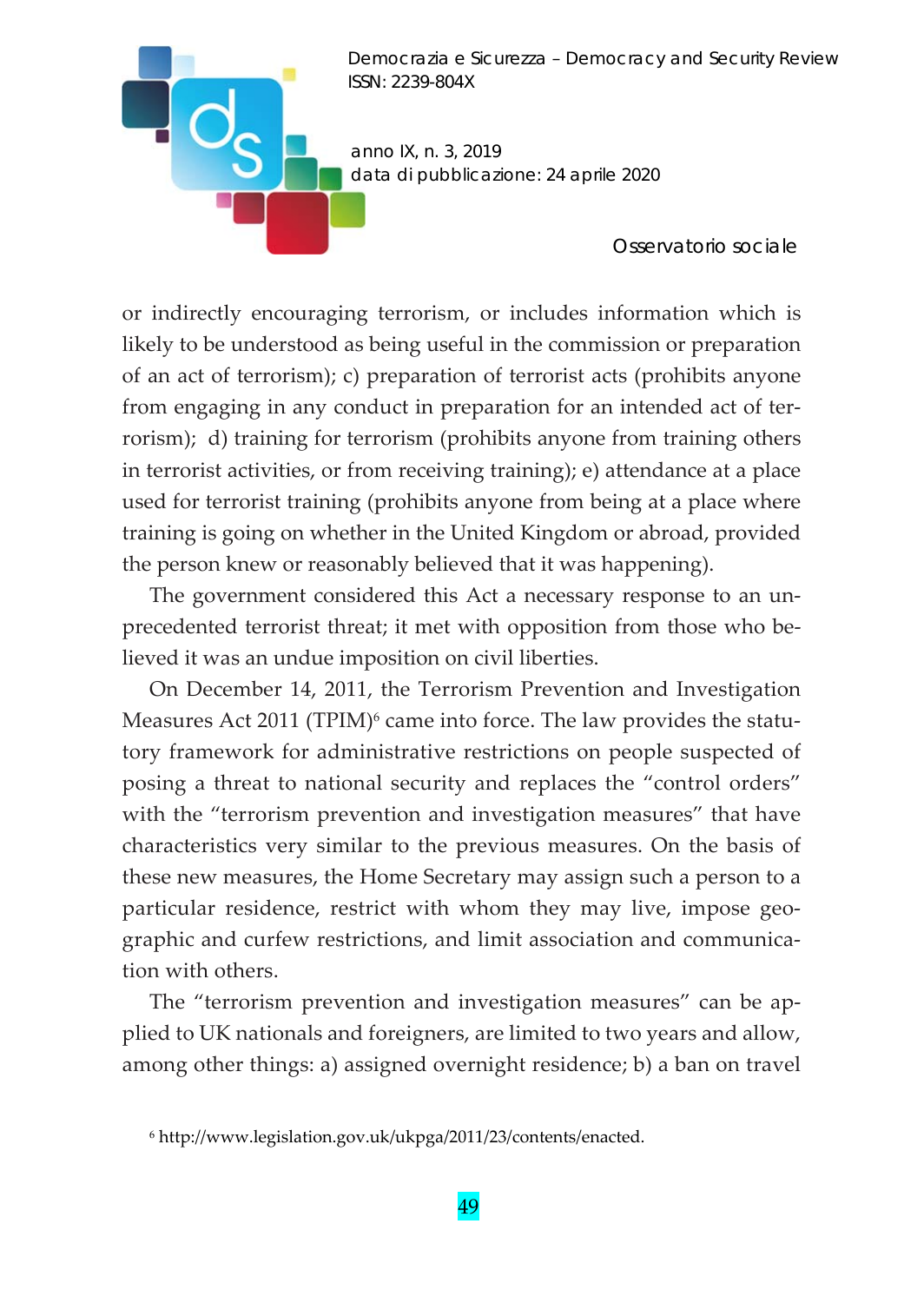or indirectly encouraging terrorism, or includes information which is likely to be understood as being useful in the commission or preparation of an act of terrorism); c) preparation of terrorist acts (prohibits anyone from engaging in any conduct in preparation for an intended act of terrorism);  d) training for terrorism (prohibits anyone from training others in terrorist activities, or from receiving training); e) attendance at a place used for terrorist training (prohibits anyone from being at a place where training is going on whether in the United Kingdom or abroad, provided the person knew or reasonably believed that it was happening).

The government considered this Act a necessary response to an unprecedented terrorist threat; it met with opposition from those who believed it was an undue imposition on civil liberties.

On December 14, 2011, the Terrorism Prevention and Investigation Measures Act 2011 (TPIM)[6] came into force. The law provides the statutory framework for administrative restrictions on people suspected of posing a threat to national security and replaces the "control orders" with the "terrorism prevention and investigation measures" that have characteristics very similar to the previous measures. On the basis of these new measures, the Home Secretary may assign such a person to a particular residence, restrict with whom they may live, impose geographic and curfew restrictions, and limit association and communication with others.

The "terrorism prevention and investigation measures" can be applied to UK nationals and foreigners, are limited to two years and allow, among other things: a) assigned overnight residence; b) a ban on travel

[6] http://www.legislation.gov.uk/ukpga/2011/23/contents/enacted.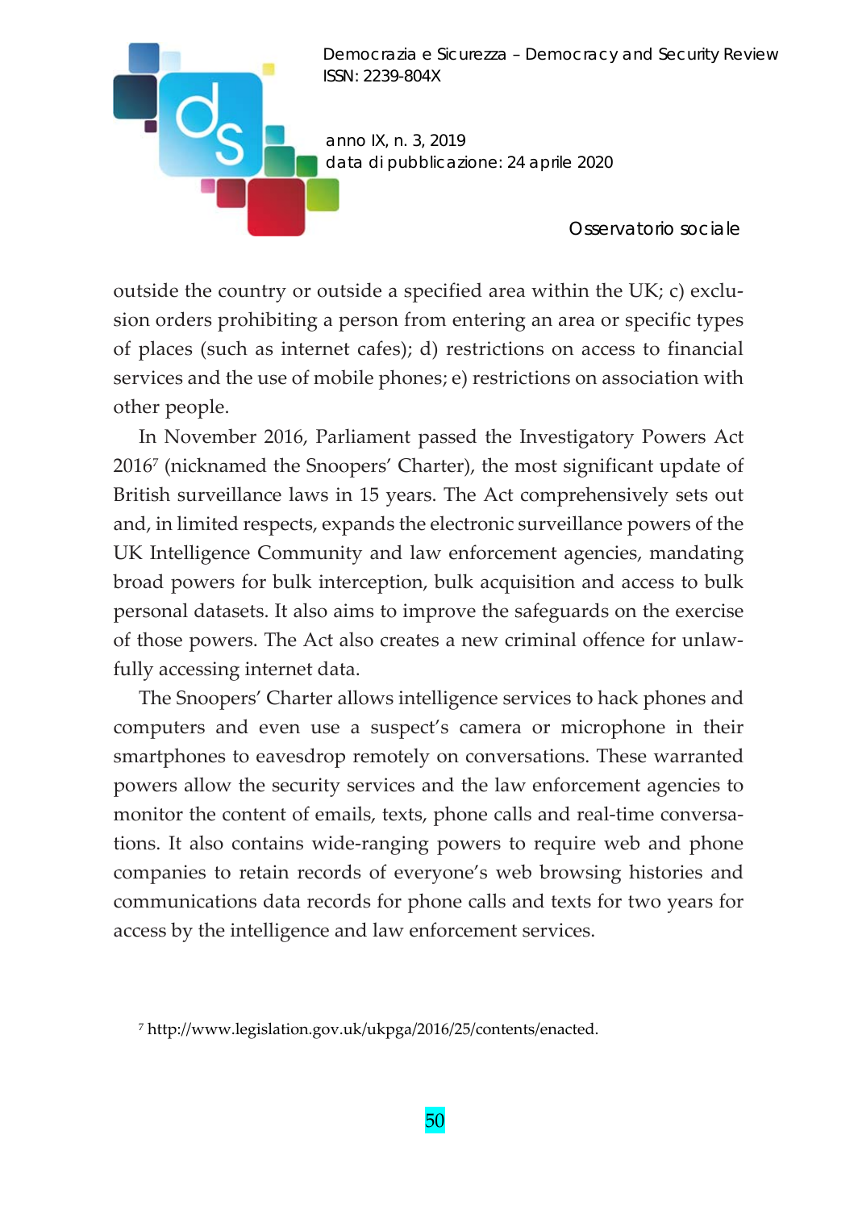outside the country or outside a specified area within the UK; c) exclusion orders prohibiting a person from entering an area or specific types of places (such as internet cafes); d) restrictions on access to financial services and the use of mobile phones; e) restrictions on association with other people.

In November 2016, Parliament passed the Investigatory Powers Act 2016[7] (nicknamed the Snoopers' Charter), the most significant update of British surveillance laws in 15 years. The Act comprehensively sets out and, in limited respects, expands the electronic surveillance powers of the UK Intelligence Community and law enforcement agencies, mandating broad powers for bulk interception, bulk acquisition and access to bulk personal datasets. It also aims to improve the safeguards on the exercise of those powers. The Act also creates a new criminal offence for unlawfully accessing internet data.

The Snoopers' Charter allows intelligence services to hack phones and computers and even use a suspect's camera or microphone in their smartphones to eavesdrop remotely on conversations. These warranted powers allow the security services and the law enforcement agencies to monitor the content of emails, texts, phone calls and real-time conversations. It also contains wide-ranging powers to require web and phone companies to retain records of everyone's web browsing histories and communications data records for phone calls and texts for two years for access by the intelligence and law enforcement services.

[7] http://www.legislation.gov.uk/ukpga/2016/25/contents/enacted.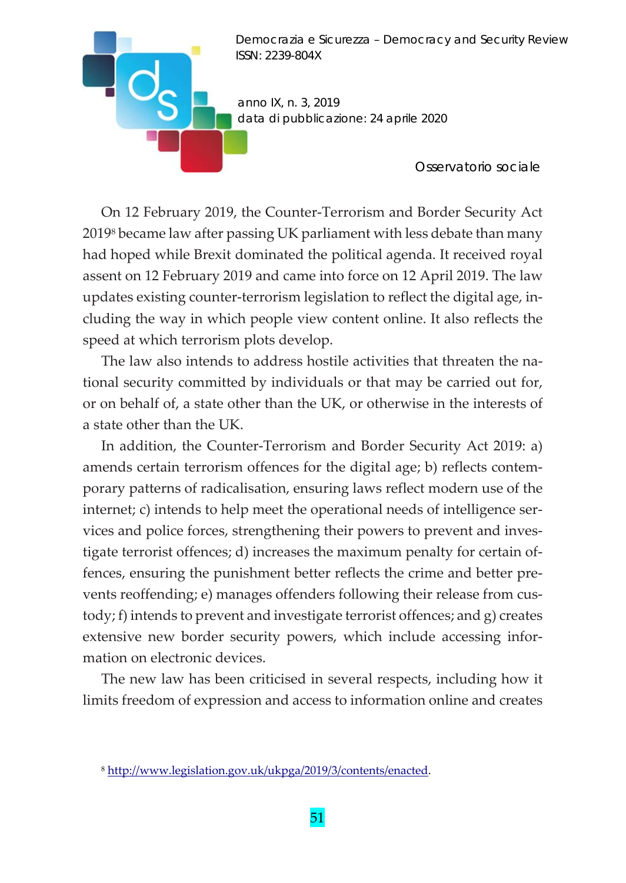On 12 February 2019, the Counter-Terrorism and Border Security Act 2019[8] became law after passing UK parliament with less debate than many had hoped while Brexit dominated the political agenda. It received royal assent on 12 February 2019 and came into force on 12 April 2019. The law updates existing counter-terrorism legislation to reflect the digital age, including the way in which people view content online. It also reflects the speed at which terrorism plots develop.

The law also intends to address hostile activities that threaten the national security committed by individuals or that may be carried out for, or on behalf of, a state other than the UK, or otherwise in the interests of a state other than the UK.

In addition, the Counter-Terrorism and Border Security Act 2019: a) amends certain terrorism offences for the digital age; b) reflects contemporary patterns of radicalisation, ensuring laws reflect modern use of the internet; c) intends to help meet the operational needs of intelligence services and police forces, strengthening their powers to prevent and investigate terrorist offences; d) increases the maximum penalty for certain offences, ensuring the punishment better reflects the crime and better prevents reoffending; e) manages offenders following their release from custody; f) intends to prevent and investigate terrorist offences; and g) creates extensive new border security powers, which include accessing information on electronic devices.

The new law has been criticised in several respects, including how it limits freedom of expression and access to information online and creates

[8] http://www.legislation.gov.uk/ukpga/2019/3/contents/enacted.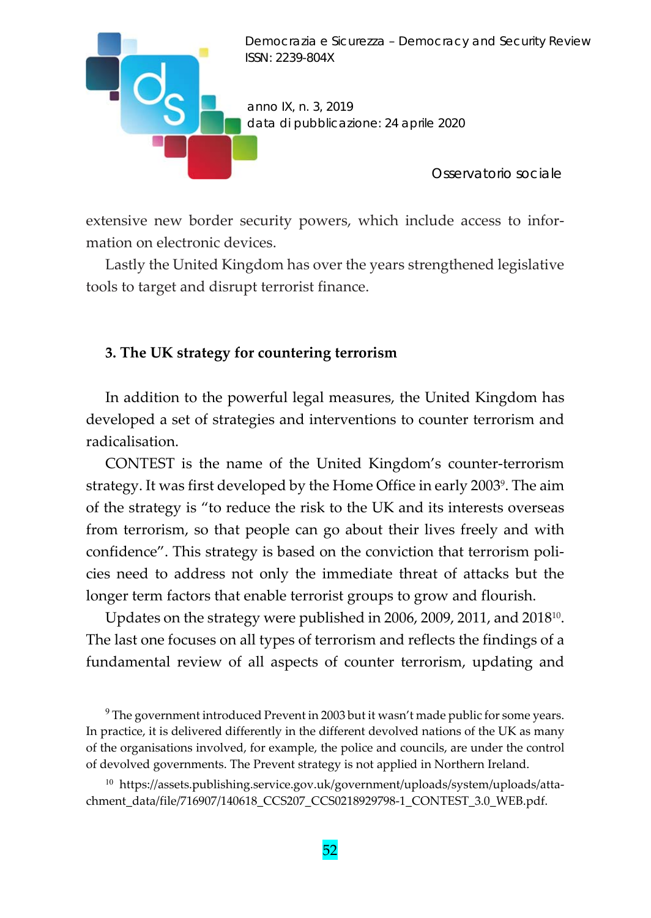extensive new border security powers, which include access to information on electronic devices.

Lastly the United Kingdom has over the years strengthened legislative tools to target and disrupt terrorist finance.

### 3. The UK strategy for countering terrorism

In addition to the powerful legal measures, the United Kingdom has developed a set of strategies and interventions to counter terrorism and radicalisation.

CONTEST is the name of the United Kingdom's counter-terrorism strategy. It was first developed by the Home Office in early 2003[9]. The aim of the strategy is "to reduce the risk to the UK and its interests overseas from terrorism, so that people can go about their lives freely and with confidence". This strategy is based on the conviction that terrorism policies need to address not only the immediate threat of attacks but the longer term factors that enable terrorist groups to grow and flourish.

Updates on the strategy were published in 2006, 2009, 2011, and 2018[10]. The last one focuses on all types of terrorism and reflects the findings of a fundamental review of all aspects of counter terrorism, updating and

---

[9] The government introduced Prevent in 2003 but it wasn't made public for some years. In practice, it is delivered differently in the different devolved nations of the UK as many of the organisations involved, for example, the police and councils, are under the control of devolved governments. The Prevent strategy is not applied in Northern Ireland.

[10] https://assets.publishing.service.gov.uk/government/uploads/system/uploads/attachment_data/file/716907/140618_CCS207_CCS0218929798-1_CONTEST_3.0_WEB.pdf.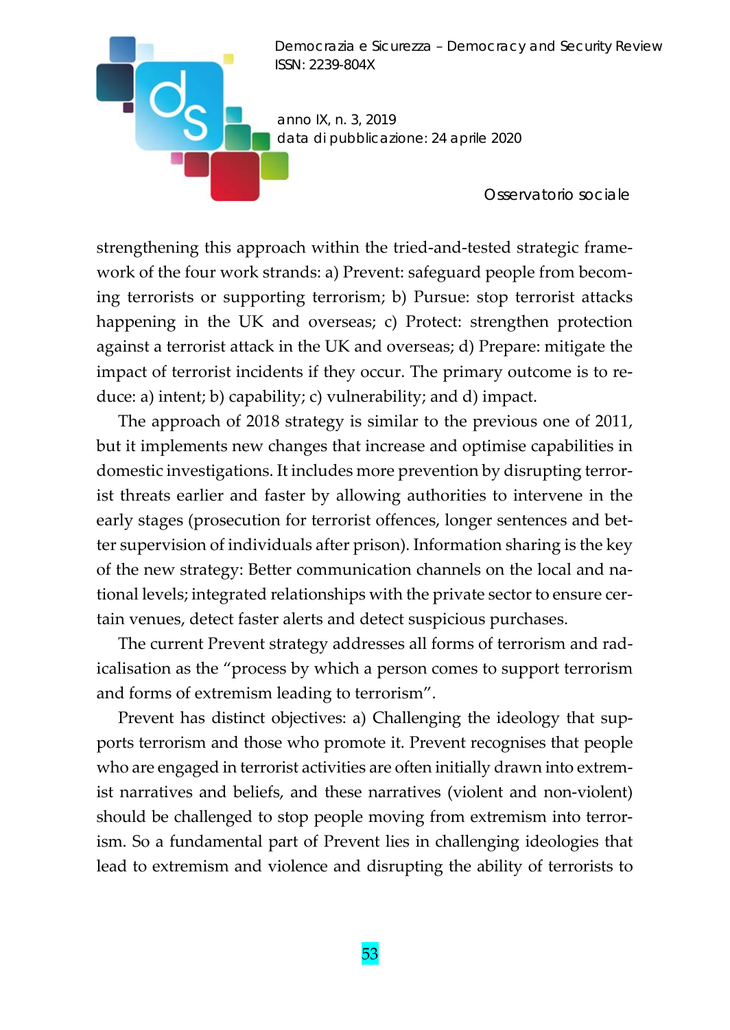strengthening this approach within the tried-and-tested strategic framework of the four work strands: a) Prevent: safeguard people from becoming terrorists or supporting terrorism; b) Pursue: stop terrorist attacks happening in the UK and overseas; c) Protect: strengthen protection against a terrorist attack in the UK and overseas; d) Prepare: mitigate the impact of terrorist incidents if they occur. The primary outcome is to reduce: a) intent; b) capability; c) vulnerability; and d) impact.

The approach of 2018 strategy is similar to the previous one of 2011, but it implements new changes that increase and optimise capabilities in domestic investigations. It includes more prevention by disrupting terrorist threats earlier and faster by allowing authorities to intervene in the early stages (prosecution for terrorist offences, longer sentences and better supervision of individuals after prison). Information sharing is the key of the new strategy: Better communication channels on the local and national levels; integrated relationships with the private sector to ensure certain venues, detect faster alerts and detect suspicious purchases.

The current Prevent strategy addresses all forms of terrorism and radicalisation as the "process by which a person comes to support terrorism and forms of extremism leading to terrorism".

Prevent has distinct objectives: a) Challenging the ideology that supports terrorism and those who promote it. Prevent recognises that people who are engaged in terrorist activities are often initially drawn into extremist narratives and beliefs, and these narratives (violent and non-violent) should be challenged to stop people moving from extremism into terrorism. So a fundamental part of Prevent lies in challenging ideologies that lead to extremism and violence and disrupting the ability of terrorists to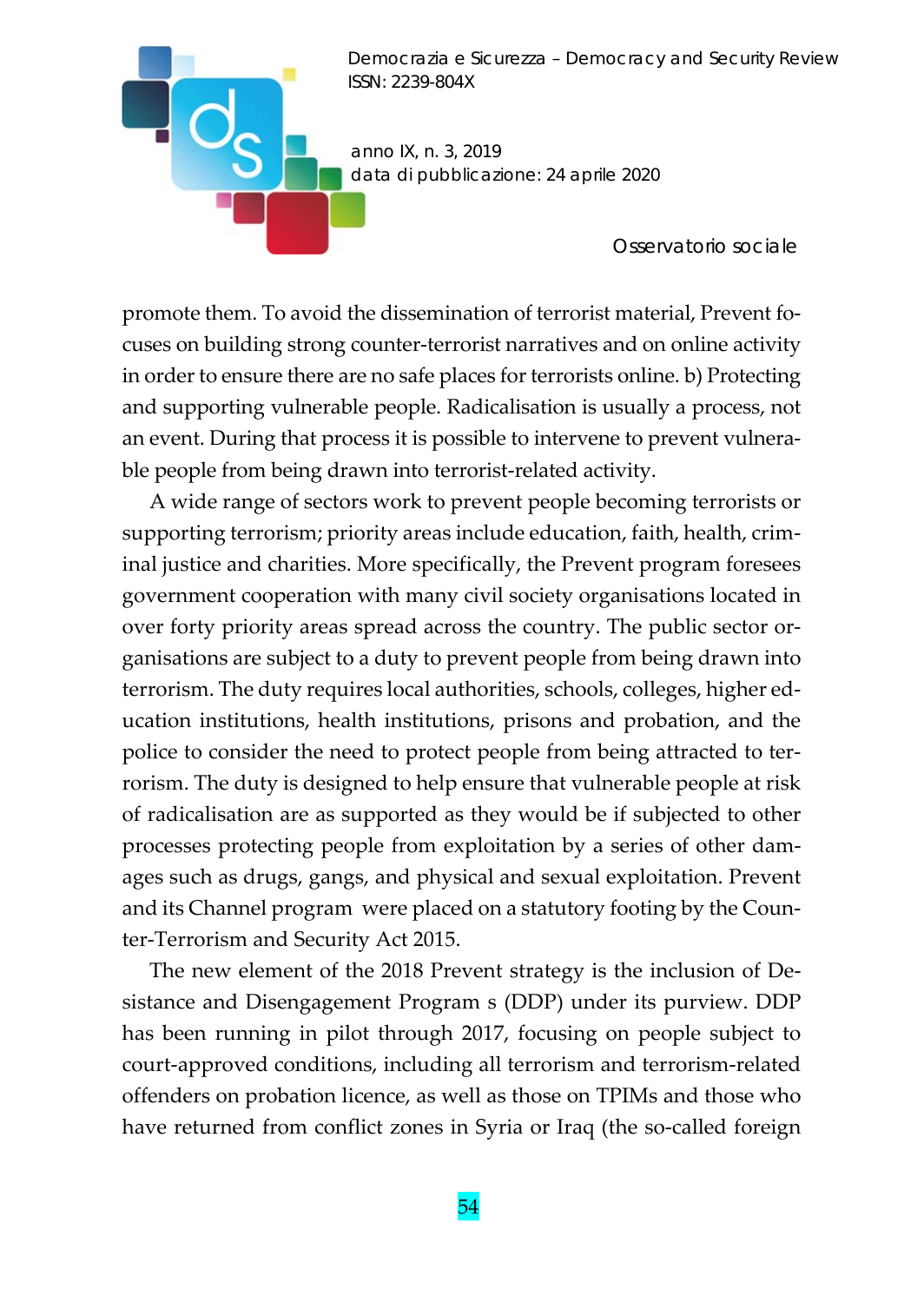promote them. To avoid the dissemination of terrorist material, Prevent focuses on building strong counter-terrorist narratives and on online activity in order to ensure there are no safe places for terrorists online. b) Protecting and supporting vulnerable people. Radicalisation is usually a process, not an event. During that process it is possible to intervene to prevent vulnerable people from being drawn into terrorist-related activity.

A wide range of sectors work to prevent people becoming terrorists or supporting terrorism; priority areas include education, faith, health, criminal justice and charities. More specifically, the Prevent program foresees government cooperation with many civil society organisations located in over forty priority areas spread across the country. The public sector organisations are subject to a duty to prevent people from being drawn into terrorism. The duty requires local authorities, schools, colleges, higher education institutions, health institutions, prisons and probation, and the police to consider the need to protect people from being attracted to terrorism. The duty is designed to help ensure that vulnerable people at risk of radicalisation are as supported as they would be if subjected to other processes protecting people from exploitation by a series of other damages such as drugs, gangs, and physical and sexual exploitation. Prevent and its Channel program were placed on a statutory footing by the Counter-Terrorism and Security Act 2015.

The new element of the 2018 Prevent strategy is the inclusion of Desistance and Disengagement Program s (DDP) under its purview. DDP has been running in pilot through 2017, focusing on people subject to court-approved conditions, including all terrorism and terrorism-related offenders on probation licence, as well as those on TPIMs and those who have returned from conflict zones in Syria or Iraq (the so-called foreign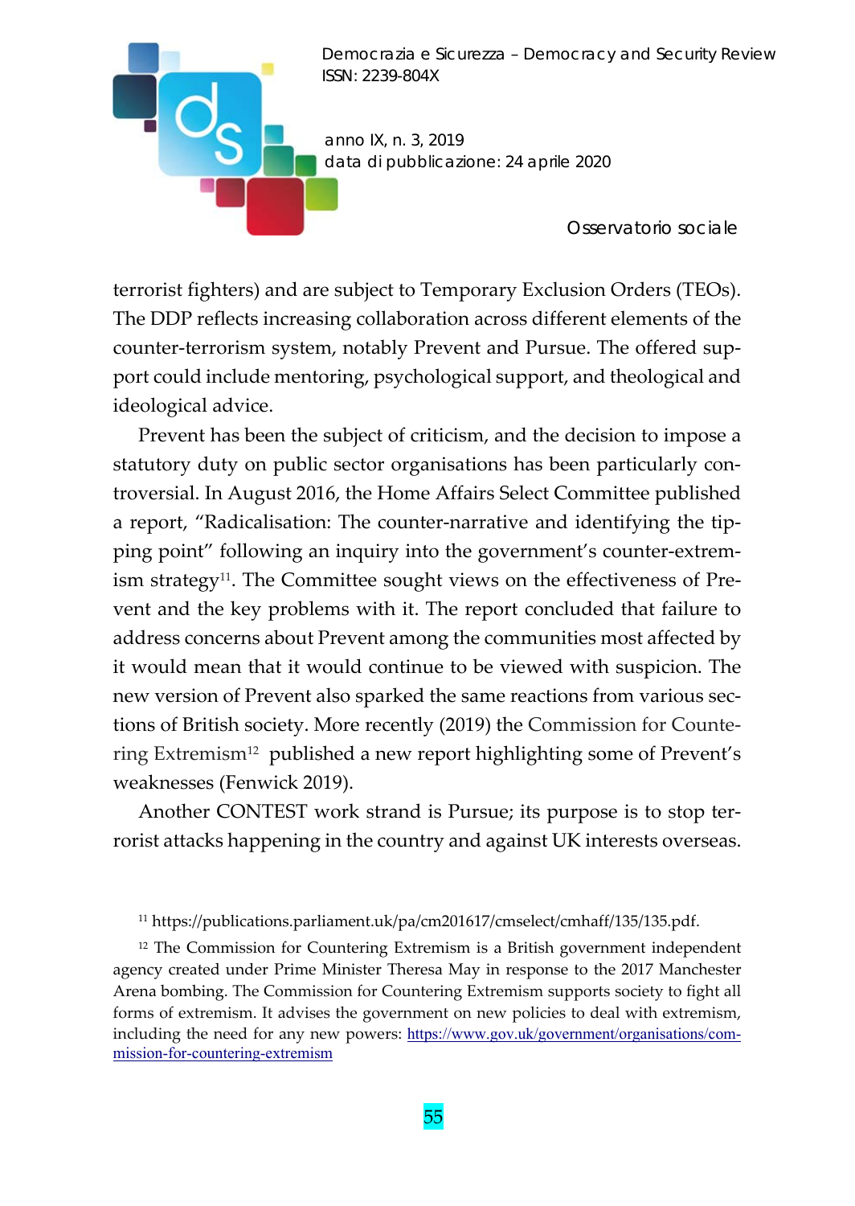terrorist fighters) and are subject to Temporary Exclusion Orders (TEOs). The DDP reflects increasing collaboration across different elements of the counter-terrorism system, notably Prevent and Pursue. The offered support could include mentoring, psychological support, and theological and ideological advice.

Prevent has been the subject of criticism, and the decision to impose a statutory duty on public sector organisations has been particularly controversial. In August 2016, the Home Affairs Select Committee published a report, "Radicalisation: The counter-narrative and identifying the tipping point" following an inquiry into the government's counter-extremism strategy[11]. The Committee sought views on the effectiveness of Prevent and the key problems with it. The report concluded that failure to address concerns about Prevent among the communities most affected by it would mean that it would continue to be viewed with suspicion. The new version of Prevent also sparked the same reactions from various sections of British society. More recently (2019) the Commission for Countering Extremism[12] published a new report highlighting some of Prevent's weaknesses (Fenwick 2019).

Another CONTEST work strand is Pursue; its purpose is to stop terrorist attacks happening in the country and against UK interests overseas.

[11] https://publications.parliament.uk/pa/cm201617/cmselect/cmhaff/135/135.pdf.

[12] The Commission for Countering Extremism is a British government independent agency created under Prime Minister Theresa May in response to the 2017 Manchester Arena bombing. The Commission for Countering Extremism supports society to fight all forms of extremism. It advises the government on new policies to deal with extremism, including the need for any new powers: https://www.gov.uk/government/organisations/commission-for-countering-extremism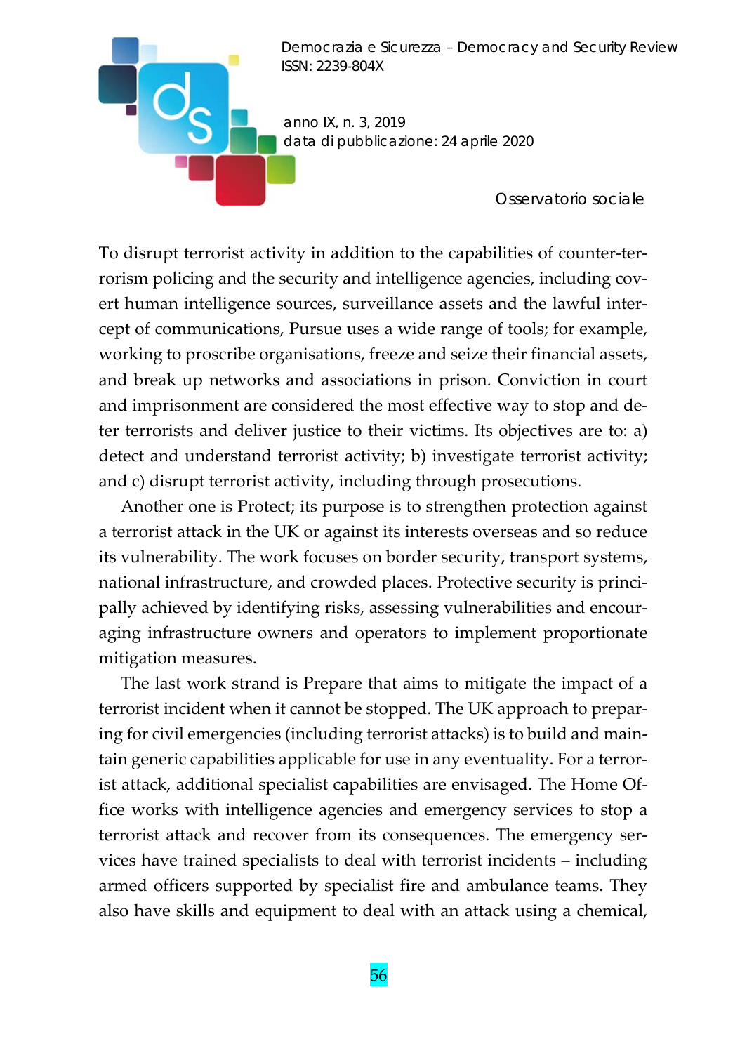To disrupt terrorist activity in addition to the capabilities of counter-terrorism policing and the security and intelligence agencies, including covert human intelligence sources, surveillance assets and the lawful intercept of communications, Pursue uses a wide range of tools; for example, working to proscribe organisations, freeze and seize their financial assets, and break up networks and associations in prison. Conviction in court and imprisonment are considered the most effective way to stop and deter terrorists and deliver justice to their victims. Its objectives are to: a) detect and understand terrorist activity; b) investigate terrorist activity; and c) disrupt terrorist activity, including through prosecutions.

Another one is Protect; its purpose is to strengthen protection against a terrorist attack in the UK or against its interests overseas and so reduce its vulnerability. The work focuses on border security, transport systems, national infrastructure, and crowded places. Protective security is principally achieved by identifying risks, assessing vulnerabilities and encouraging infrastructure owners and operators to implement proportionate mitigation measures.

The last work strand is Prepare that aims to mitigate the impact of a terrorist incident when it cannot be stopped. The UK approach to preparing for civil emergencies (including terrorist attacks) is to build and maintain generic capabilities applicable for use in any eventuality. For a terrorist attack, additional specialist capabilities are envisaged. The Home Office works with intelligence agencies and emergency services to stop a terrorist attack and recover from its consequences. The emergency services have trained specialists to deal with terrorist incidents – including armed officers supported by specialist fire and ambulance teams. They also have skills and equipment to deal with an attack using a chemical,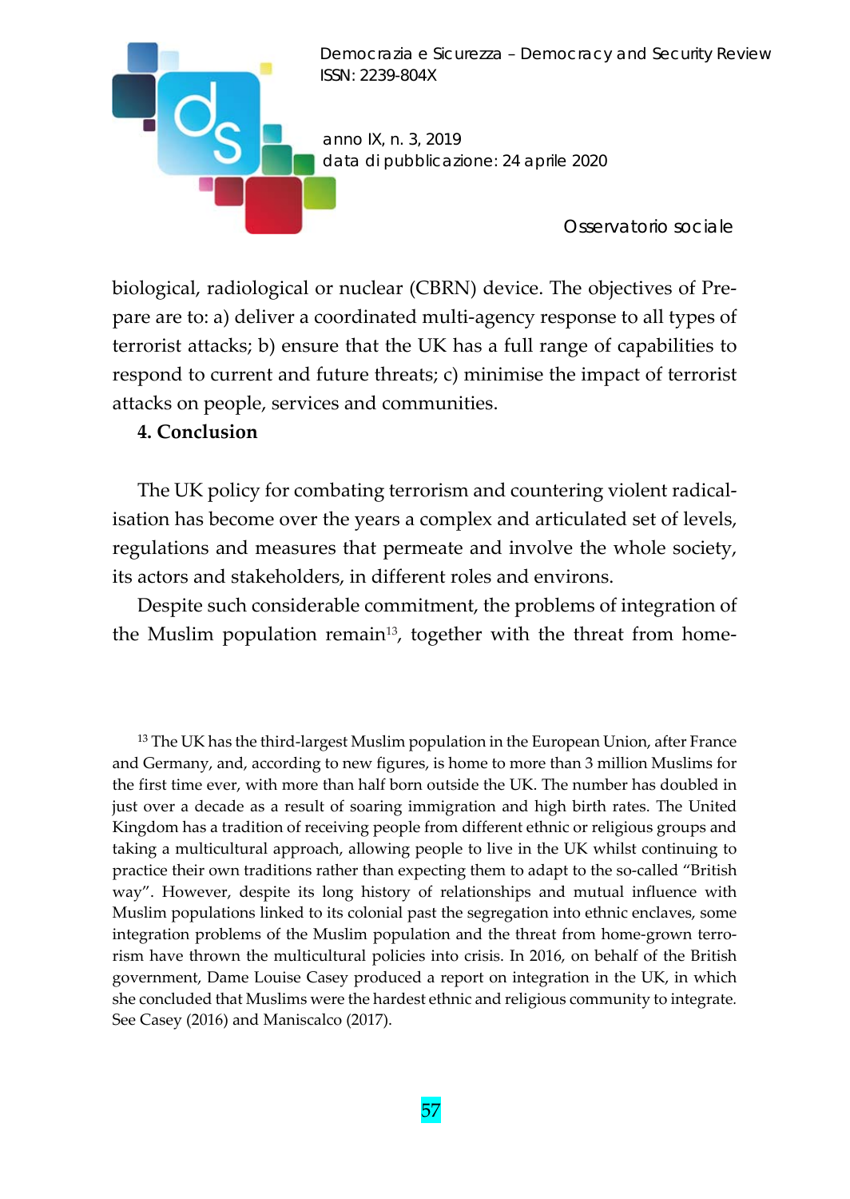biological, radiological or nuclear (CBRN) device. The objectives of Prepare are to: a) deliver a coordinated multi-agency response to all types of terrorist attacks; b) ensure that the UK has a full range of capabilities to respond to current and future threats; c) minimise the impact of terrorist attacks on people, services and communities.

## 4. Conclusion

The UK policy for combating terrorism and countering violent radicalisation has become over the years a complex and articulated set of levels, regulations and measures that permeate and involve the whole society, its actors and stakeholders, in different roles and environs.

Despite such considerable commitment, the problems of integration of the Muslim population remain[13], together with the threat from home-

[13] The UK has the third-largest Muslim population in the European Union, after France and Germany, and, according to new figures, is home to more than 3 million Muslims for the first time ever, with more than half born outside the UK. The number has doubled in just over a decade as a result of soaring immigration and high birth rates. The United Kingdom has a tradition of receiving people from different ethnic or religious groups and taking a multicultural approach, allowing people to live in the UK whilst continuing to practice their own traditions rather than expecting them to adapt to the so-called "British way". However, despite its long history of relationships and mutual influence with Muslim populations linked to its colonial past the segregation into ethnic enclaves, some integration problems of the Muslim population and the threat from home-grown terrorism have thrown the multicultural policies into crisis. In 2016, on behalf of the British government, Dame Louise Casey produced a report on integration in the UK, in which she concluded that Muslims were the hardest ethnic and religious community to integrate. See Casey (2016) and Maniscalco (2017).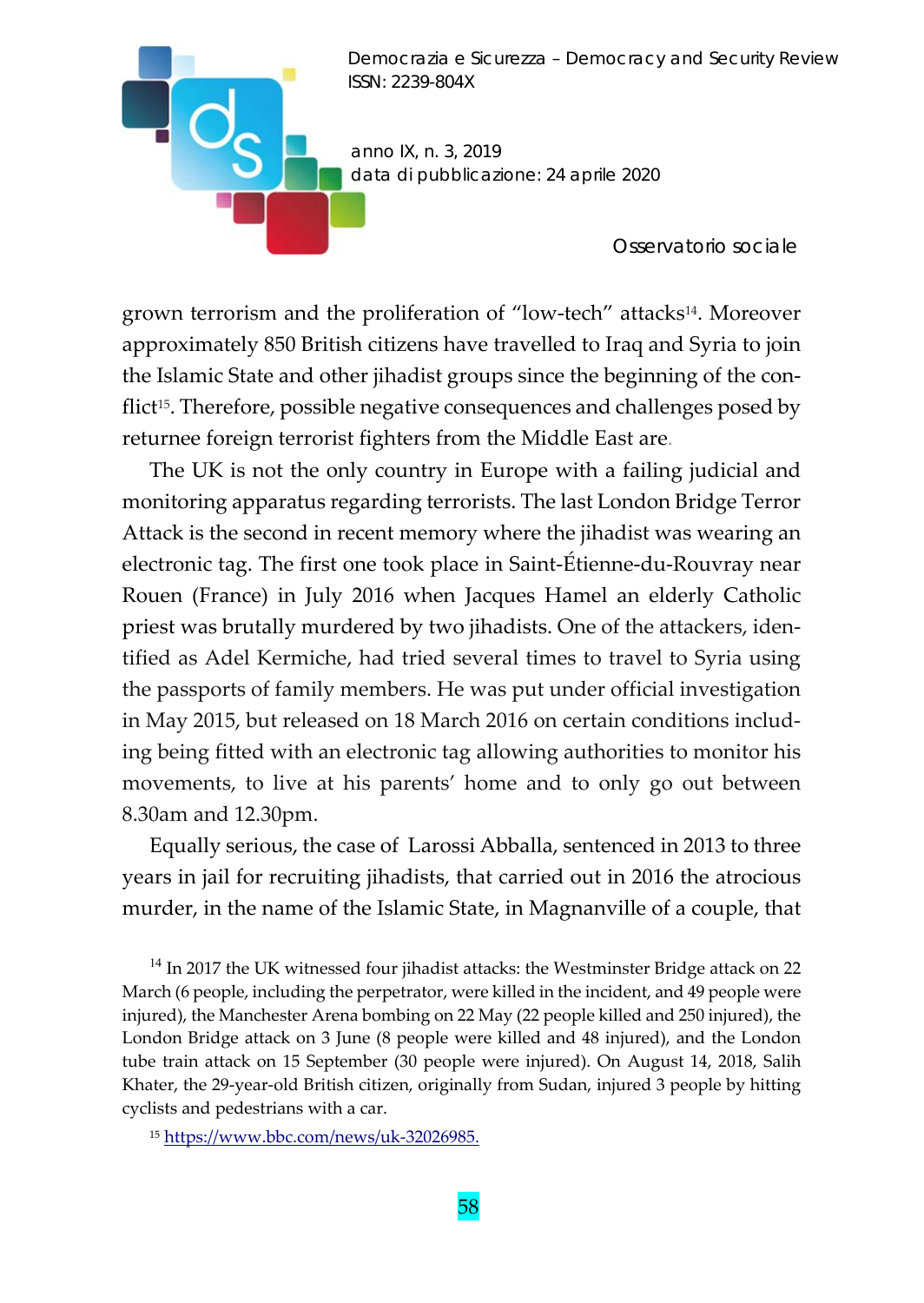grown terrorism and the proliferation of “low-tech” attacks[14]. Moreover approximately 850 British citizens have travelled to Iraq and Syria to join the Islamic State and other jihadist groups since the beginning of the conflict[15]. Therefore, possible negative consequences and challenges posed by returnee foreign terrorist fighters from the Middle East are.

The UK is not the only country in Europe with a failing judicial and monitoring apparatus regarding terrorists. The last London Bridge Terror Attack is the second in recent memory where the jihadist was wearing an electronic tag. The first one took place in Saint-Étienne-du-Rouvray near Rouen (France) in July 2016 when Jacques Hamel an elderly Catholic priest was brutally murdered by two jihadists. One of the attackers, identified as Adel Kermiche, had tried several times to travel to Syria using the passports of family members. He was put under official investigation in May 2015, but released on 18 March 2016 on certain conditions including being fitted with an electronic tag allowing authorities to monitor his movements, to live at his parents’ home and to only go out between 8.30am and 12.30pm.

Equally serious, the case of Larossi Abballa, sentenced in 2013 to three years in jail for recruiting jihadists, that carried out in 2016 the atrocious murder, in the name of the Islamic State, in Magnanville of a couple, that

[14] In 2017 the UK witnessed four jihadist attacks: the Westminster Bridge attack on 22 March (6 people, including the perpetrator, were killed in the incident, and 49 people were injured), the Manchester Arena bombing on 22 May (22 people killed and 250 injured), the London Bridge attack on 3 June (8 people were killed and 48 injured), and the London tube train attack on 15 September (30 people were injured). On August 14, 2018, Salih Khater, the 29-year-old British citizen, originally from Sudan, injured 3 people by hitting cyclists and pedestrians with a car.

[15] https://www.bbc.com/news/uk-32026985.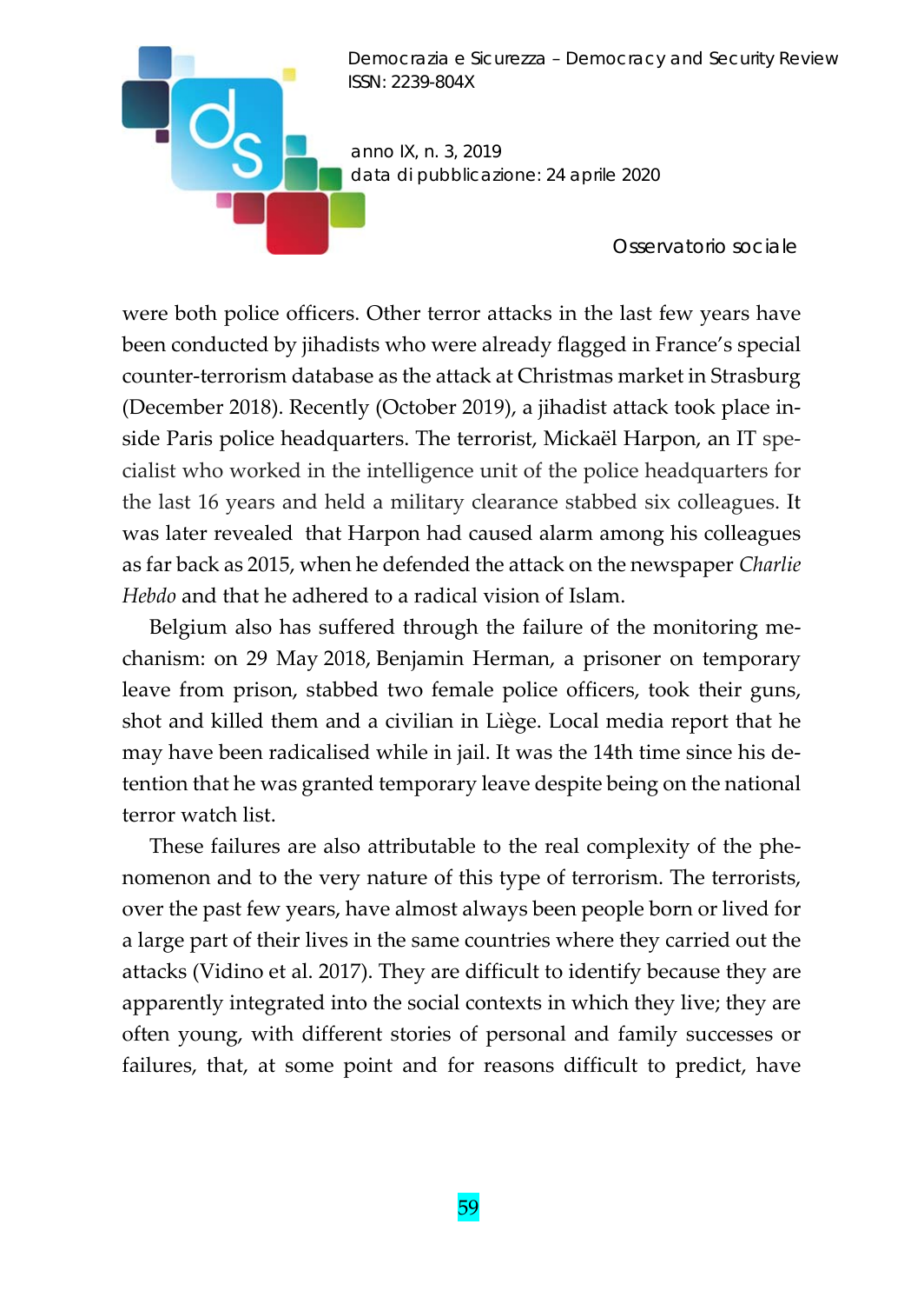were both police officers. Other terror attacks in the last few years have been conducted by jihadists who were already flagged in France's special counter-terrorism database as the attack at Christmas market in Strasburg (December 2018). Recently (October 2019), a jihadist attack took place inside Paris police headquarters. The terrorist, Mickaël Harpon, an IT specialist who worked in the intelligence unit of the police headquarters for the last 16 years and held a military clearance stabbed six colleagues. It was later revealed that Harpon had caused alarm among his colleagues as far back as 2015, when he defended the attack on the newspaper *Charlie Hebdo* and that he adhered to a radical vision of Islam.

Belgium also has suffered through the failure of the monitoring mechanism: on 29 May 2018, Benjamin Herman, a prisoner on temporary leave from prison, stabbed two female police officers, took their guns, shot and killed them and a civilian in Liège. Local media report that he may have been radicalised while in jail. It was the 14th time since his detention that he was granted temporary leave despite being on the national terror watch list.

These failures are also attributable to the real complexity of the phenomenon and to the very nature of this type of terrorism. The terrorists, over the past few years, have almost always been people born or lived for a large part of their lives in the same countries where they carried out the attacks (Vidino et al. 2017). They are difficult to identify because they are apparently integrated into the social contexts in which they live; they are often young, with different stories of personal and family successes or failures, that, at some point and for reasons difficult to predict, have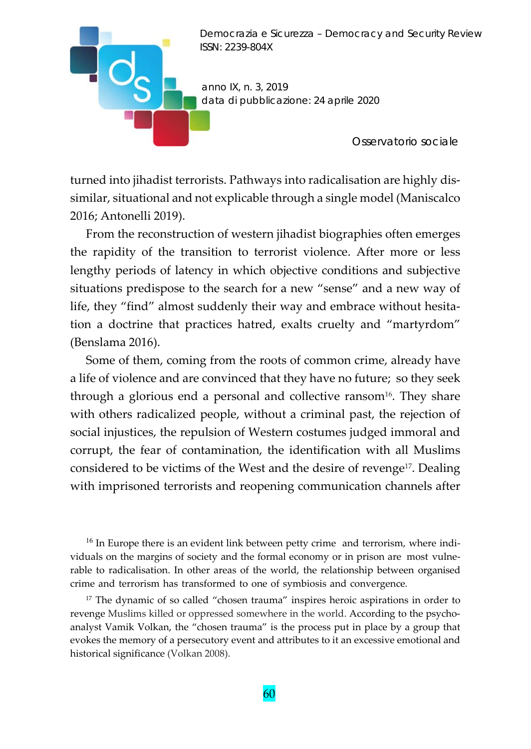turned into jihadist terrorists. Pathways into radicalisation are highly dissimilar, situational and not explicable through a single model (Maniscalco 2016; Antonelli 2019).

From the reconstruction of western jihadist biographies often emerges the rapidity of the transition to terrorist violence. After more or less lengthy periods of latency in which objective conditions and subjective situations predispose to the search for a new "sense" and a new way of life, they "find" almost suddenly their way and embrace without hesitation a doctrine that practices hatred, exalts cruelty and "martyrdom" (Benslama 2016).

Some of them, coming from the roots of common crime, already have a life of violence and are convinced that they have no future; so they seek through a glorious end a personal and collective ransom[16]. They share with others radicalized people, without a criminal past, the rejection of social injustices, the repulsion of Western costumes judged immoral and corrupt, the fear of contamination, the identification with all Muslims considered to be victims of the West and the desire of revenge[17]. Dealing with imprisoned terrorists and reopening communication channels after

[16] In Europe there is an evident link between petty crime and terrorism, where individuals on the margins of society and the formal economy or in prison are most vulnerable to radicalisation. In other areas of the world, the relationship between organised crime and terrorism has transformed to one of symbiosis and convergence.

[17] The dynamic of so called "chosen trauma" inspires heroic aspirations in order to revenge Muslims killed or oppressed somewhere in the world. According to the psychoanalyst Vamik Volkan, the "chosen trauma" is the process put in place by a group that evokes the memory of a persecutory event and attributes to it an excessive emotional and historical significance (Volkan 2008).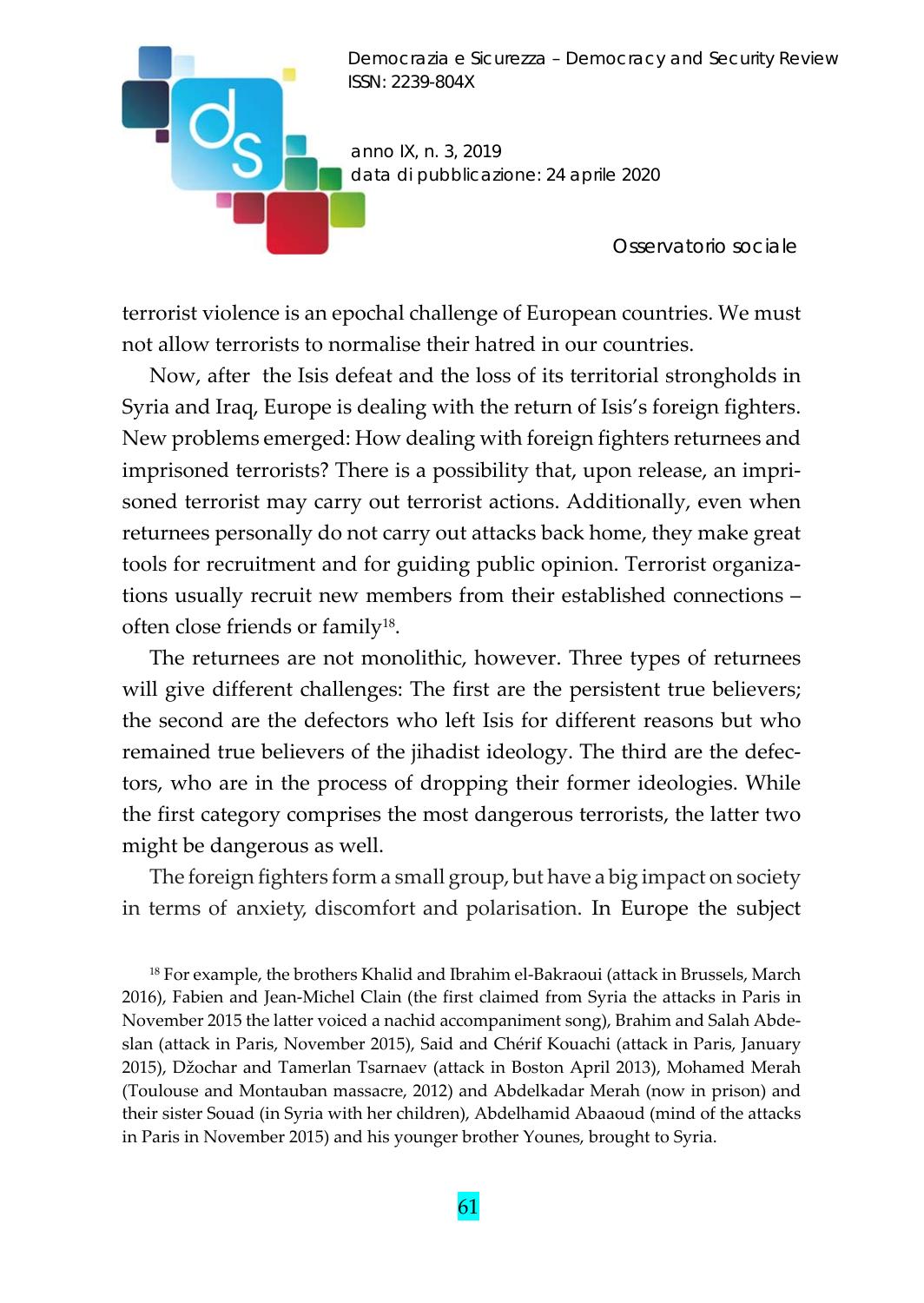terrorist violence is an epochal challenge of European countries. We must not allow terrorists to normalise their hatred in our countries.

Now, after the Isis defeat and the loss of its territorial strongholds in Syria and Iraq, Europe is dealing with the return of Isis's foreign fighters. New problems emerged: How dealing with foreign fighters returnees and imprisoned terrorists? There is a possibility that, upon release, an imprisoned terrorist may carry out terrorist actions. Additionally, even when returnees personally do not carry out attacks back home, they make great tools for recruitment and for guiding public opinion. Terrorist organizations usually recruit new members from their established connections – often close friends or family[18].

The returnees are not monolithic, however. Three types of returnees will give different challenges: The first are the persistent true believers; the second are the defectors who left Isis for different reasons but who remained true believers of the jihadist ideology. The third are the defectors, who are in the process of dropping their former ideologies. While the first category comprises the most dangerous terrorists, the latter two might be dangerous as well.

The foreign fighters form a small group, but have a big impact on society in terms of anxiety, discomfort and polarisation. In Europe the subject

[18] For example, the brothers Khalid and Ibrahim el-Bakraoui (attack in Brussels, March 2016), Fabien and Jean-Michel Clain (the first claimed from Syria the attacks in Paris in November 2015 the latter voiced a nachid accompaniment song), Brahim and Salah Abdeslan (attack in Paris, November 2015), Said and Chérif Kouachi (attack in Paris, January 2015), Džochar and Tamerlan Tsarnaev (attack in Boston April 2013), Mohamed Merah (Toulouse and Montauban massacre, 2012) and Abdelkadar Merah (now in prison) and their sister Souad (in Syria with her children), Abdelhamid Abaaoud (mind of the attacks in Paris in November 2015) and his younger brother Younes, brought to Syria.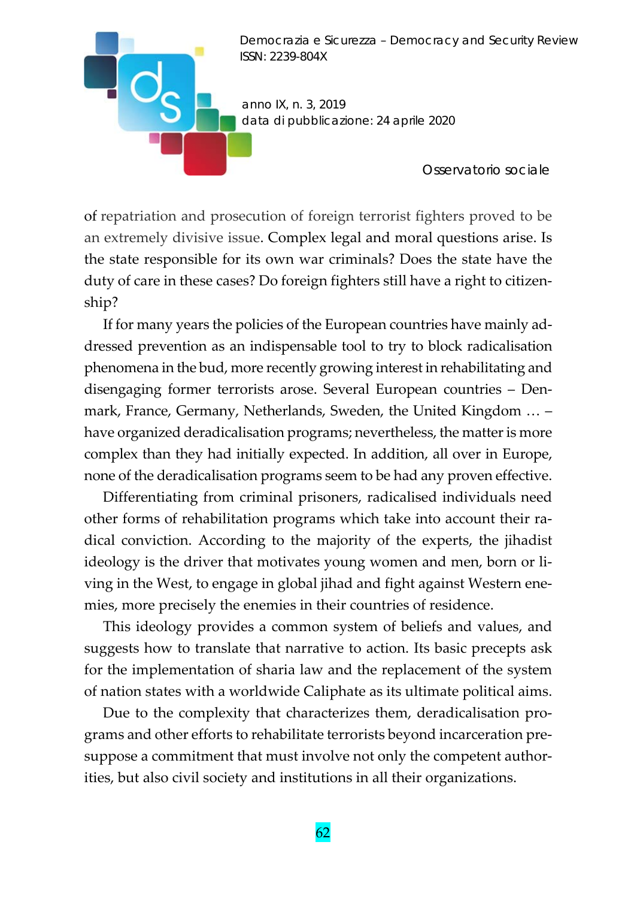of repatriation and prosecution of foreign terrorist fighters proved to be an extremely divisive issue. Complex legal and moral questions arise. Is the state responsible for its own war criminals? Does the state have the duty of care in these cases? Do foreign fighters still have a right to citizenship?

If for many years the policies of the European countries have mainly addressed prevention as an indispensable tool to try to block radicalisation phenomena in the bud, more recently growing interest in rehabilitating and disengaging former terrorists arose. Several European countries – Denmark, France, Germany, Netherlands, Sweden, the United Kingdom … – have organized deradicalisation programs; nevertheless, the matter is more complex than they had initially expected. In addition, all over in Europe, none of the deradicalisation programs seem to be had any proven effective.

Differentiating from criminal prisoners, radicalised individuals need other forms of rehabilitation programs which take into account their radical conviction. According to the majority of the experts, the jihadist ideology is the driver that motivates young women and men, born or living in the West, to engage in global jihad and fight against Western enemies, more precisely the enemies in their countries of residence.

This ideology provides a common system of beliefs and values, and suggests how to translate that narrative to action. Its basic precepts ask for the implementation of sharia law and the replacement of the system of nation states with a worldwide Caliphate as its ultimate political aims.

Due to the complexity that characterizes them, deradicalisation programs and other efforts to rehabilitate terrorists beyond incarceration presuppose a commitment that must involve not only the competent authorities, but also civil society and institutions in all their organizations.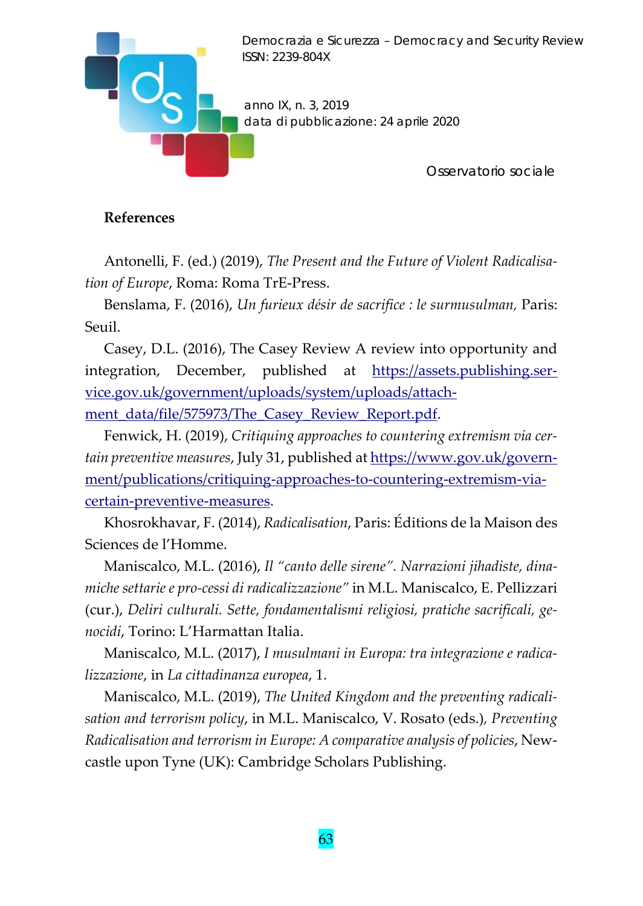## References

Antonelli, F. (ed.) (2019), *The Present and the Future of Violent Radicalisation of Europe*, Roma: Roma TrE-Press.

Benslama, F. (2016), *Un furieux désir de sacrifice : le surmusulman,* Paris: Seuil.

Casey, D.L. (2016), The Casey Review A review into opportunity and integration, December, published at https://assets.publishing.service.gov.uk/government/uploads/system/uploads/attachment_data/file/575973/The_Casey_Review_Report.pdf.

Fenwick, H. (2019), *Critiquing approaches to countering extremism via certain preventive measures*, July 31, published at https://www.gov.uk/government/publications/critiquing-approaches-to-countering-extremism-via-certain-preventive-measures.

Khosrokhavar, F. (2014), *Radicalisation*, Paris: Éditions de la Maison des Sciences de l'Homme.

Maniscalco, M.L. (2016), *Il "canto delle sirene". Narrazioni jihadiste, dinamiche settarie e pro-cessi di radicalizzazione"* in M.L. Maniscalco, E. Pellizzari (cur.), *Deliri culturali. Sette, fondamentalismi religiosi, pratiche sacrificali, genocidi*, Torino: L'Harmattan Italia.

Maniscalco, M.L. (2017), *I musulmani in Europa: tra integrazione e radicalizzazione*, in *La cittadinanza europea*, 1.

Maniscalco, M.L. (2019), *The United Kingdom and the preventing radicalisation and terrorism policy*, in M.L. Maniscalco, V. Rosato (eds.), *Preventing Radicalisation and terrorism in Europe: A comparative analysis of policies*, Newcastle upon Tyne (UK): Cambridge Scholars Publishing.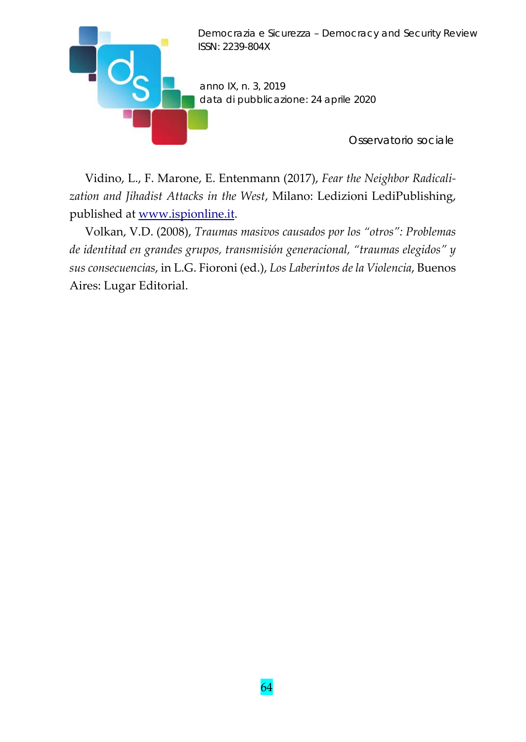Vidino, L., F. Marone, E. Entenmann (2017), *Fear the Neighbor Radicalization and Jihadist Attacks in the West*, Milano: Ledizioni LediPublishing, published at www.ispionline.it.

Volkan, V.D. (2008), *Traumas masivos causados por los "otros": Problemas de identitad en grandes grupos, transmisión generacional, "traumas elegidos" y sus consecuencias*, in L.G. Fioroni (ed.), *Los Laberintos de la Violencia*, Buenos Aires: Lugar Editorial.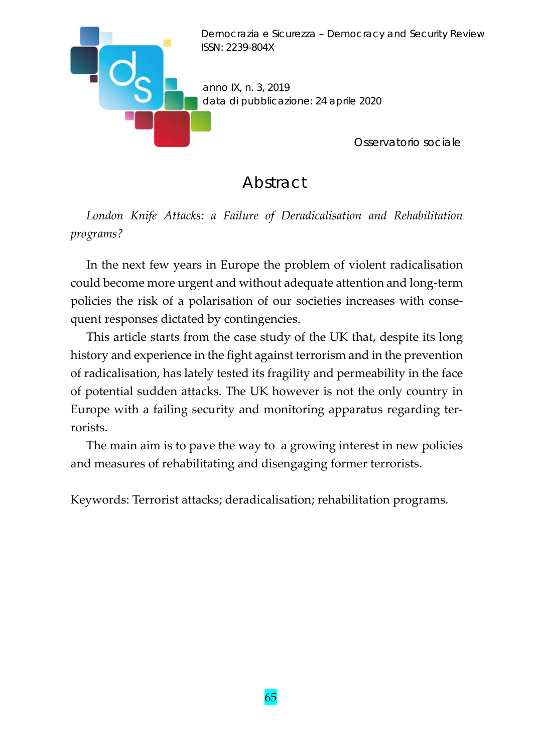Democrazia e Sicurezza – Democracy and Security Review
ISSN: 2239-804X

anno IX, n. 3, 2019
data di pubblicazione: 24 aprile 2020

Osservatorio sociale

# Abstract

*London Knife Attacks: a Failure of Deradicalisation and Rehabilitation programs?*

In the next few years in Europe the problem of violent radicalisation could become more urgent and without adequate attention and long-term policies the risk of a polarisation of our societies increases with consequent responses dictated by contingencies.

This article starts from the case study of the UK that, despite its long history and experience in the fight against terrorism and in the prevention of radicalisation, has lately tested its fragility and permeability in the face of potential sudden attacks. The UK however is not the only country in Europe with a failing security and monitoring apparatus regarding terrorists.

The main aim is to pave the way to a growing interest in new policies and measures of rehabilitating and disengaging former terrorists.

Keywords: Terrorist attacks; deradicalisation; rehabilitation programs.